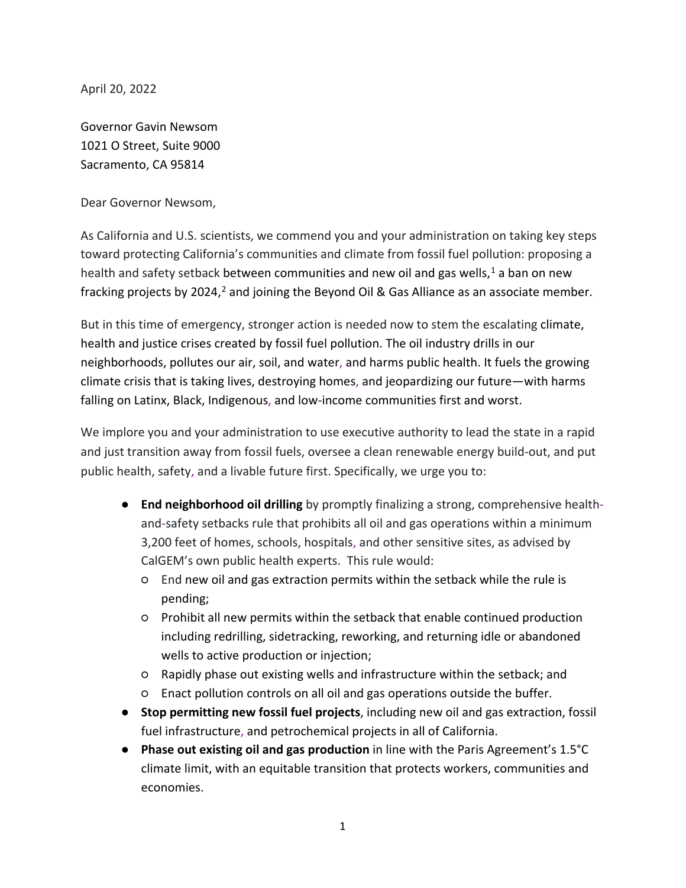April 20, 2022

Governor Gavin Newsom
1021 O Street, Suite 9000
Sacramento, CA 95814

Dear Governor Newsom,

As California and U.S. scientists, we commend you and your administration on taking key steps toward protecting California's communities and climate from fossil fuel pollution: proposing a health and safety setback between communities and new oil and gas wells,[1] a ban on new fracking projects by 2024,[2] and joining the Beyond Oil & Gas Alliance as an associate member.

But in this time of emergency, stronger action is needed now to stem the escalating climate, health and justice crises created by fossil fuel pollution. The oil industry drills in our neighborhoods, pollutes our air, soil, and water, and harms public health. It fuels the growing climate crisis that is taking lives, destroying homes, and jeopardizing our future—with harms falling on Latinx, Black, Indigenous, and low-income communities first and worst.

We implore you and your administration to use executive authority to lead the state in a rapid and just transition away from fossil fuels, oversee a clean renewable energy build-out, and put public health, safety, and a livable future first. Specifically, we urge you to:

- **End neighborhood oil drilling** by promptly finalizing a strong, comprehensive health-and-safety setbacks rule that prohibits all oil and gas operations within a minimum 3,200 feet of homes, schools, hospitals, and other sensitive sites, as advised by CalGEM's own public health experts. This rule would:
  - End new oil and gas extraction permits within the setback while the rule is pending;
  - Prohibit all new permits within the setback that enable continued production including redrilling, sidetracking, reworking, and returning idle or abandoned wells to active production or injection;
  - Rapidly phase out existing wells and infrastructure within the setback; and
  - Enact pollution controls on all oil and gas operations outside the buffer.
- **Stop permitting new fossil fuel projects**, including new oil and gas extraction, fossil fuel infrastructure, and petrochemical projects in all of California.
- **Phase out existing oil and gas production** in line with the Paris Agreement's 1.5°C climate limit, with an equitable transition that protects workers, communities and economies.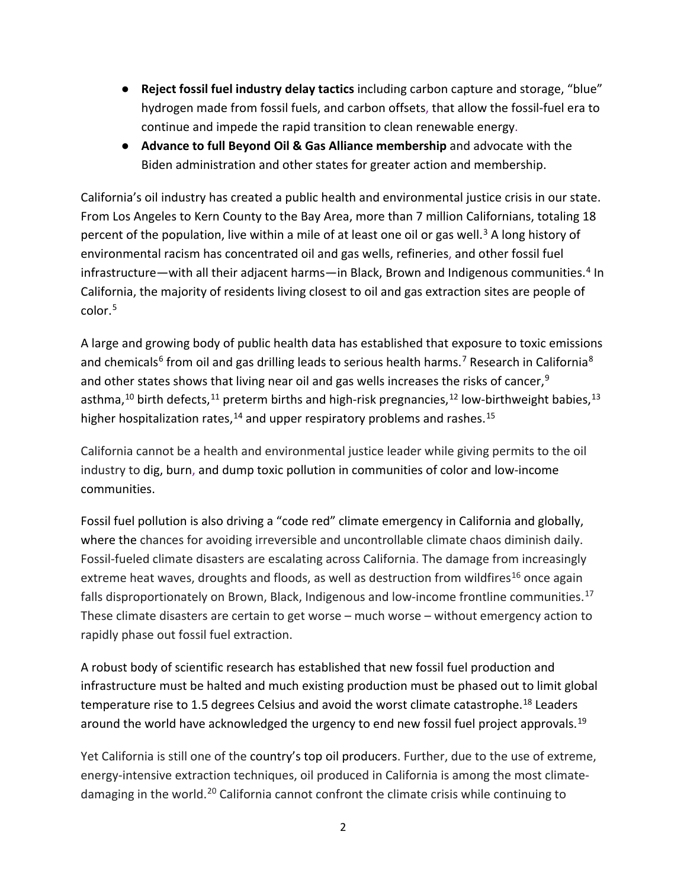- **Reject fossil fuel industry delay tactics** including carbon capture and storage, "blue" hydrogen made from fossil fuels, and carbon offsets, that allow the fossil-fuel era to continue and impede the rapid transition to clean renewable energy.
- **Advance to full Beyond Oil & Gas Alliance membership** and advocate with the Biden administration and other states for greater action and membership.

California's oil industry has created a public health and environmental justice crisis in our state. From Los Angeles to Kern County to the Bay Area, more than 7 million Californians, totaling 18 percent of the population, live within a mile of at least one oil or gas well.[3] A long history of environmental racism has concentrated oil and gas wells, refineries, and other fossil fuel infrastructure—with all their adjacent harms—in Black, Brown and Indigenous communities.[4] In California, the majority of residents living closest to oil and gas extraction sites are people of color.[5]

A large and growing body of public health data has established that exposure to toxic emissions and chemicals[6] from oil and gas drilling leads to serious health harms.[7] Research in California[8] and other states shows that living near oil and gas wells increases the risks of cancer,[9] asthma,[10] birth defects,[11] preterm births and high-risk pregnancies,[12] low-birthweight babies,[13] higher hospitalization rates,[14] and upper respiratory problems and rashes.[15]

California cannot be a health and environmental justice leader while giving permits to the oil industry to dig, burn, and dump toxic pollution in communities of color and low-income communities.

Fossil fuel pollution is also driving a "code red" climate emergency in California and globally, where the chances for avoiding irreversible and uncontrollable climate chaos diminish daily. Fossil-fueled climate disasters are escalating across California. The damage from increasingly extreme heat waves, droughts and floods, as well as destruction from wildfires[16] once again falls disproportionately on Brown, Black, Indigenous and low-income frontline communities.[17] These climate disasters are certain to get worse – much worse – without emergency action to rapidly phase out fossil fuel extraction.

A robust body of scientific research has established that new fossil fuel production and infrastructure must be halted and much existing production must be phased out to limit global temperature rise to 1.5 degrees Celsius and avoid the worst climate catastrophe.[18] Leaders around the world have acknowledged the urgency to end new fossil fuel project approvals.[19]

Yet California is still one of the country's top oil producers. Further, due to the use of extreme, energy-intensive extraction techniques, oil produced in California is among the most climate-damaging in the world.[20] California cannot confront the climate crisis while continuing to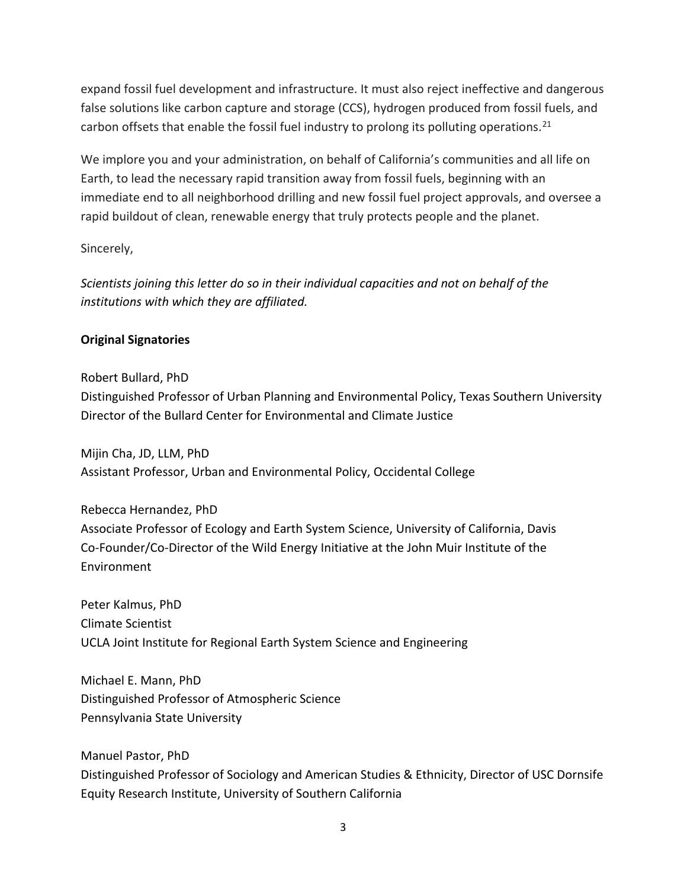expand fossil fuel development and infrastructure. It must also reject ineffective and dangerous false solutions like carbon capture and storage (CCS), hydrogen produced from fossil fuels, and carbon offsets that enable the fossil fuel industry to prolong its polluting operations.[21]

We implore you and your administration, on behalf of California's communities and all life on Earth, to lead the necessary rapid transition away from fossil fuels, beginning with an immediate end to all neighborhood drilling and new fossil fuel project approvals, and oversee a rapid buildout of clean, renewable energy that truly protects people and the planet.

Sincerely,

*Scientists joining this letter do so in their individual capacities and not on behalf of the institutions with which they are affiliated.*

**Original Signatories**

Robert Bullard, PhD
Distinguished Professor of Urban Planning and Environmental Policy, Texas Southern University
Director of the Bullard Center for Environmental and Climate Justice

Mijin Cha, JD, LLM, PhD
Assistant Professor, Urban and Environmental Policy, Occidental College

Rebecca Hernandez, PhD
Associate Professor of Ecology and Earth System Science, University of California, Davis
Co-Founder/Co-Director of the Wild Energy Initiative at the John Muir Institute of the Environment

Peter Kalmus, PhD
Climate Scientist
UCLA Joint Institute for Regional Earth System Science and Engineering

Michael E. Mann, PhD
Distinguished Professor of Atmospheric Science
Pennsylvania State University

Manuel Pastor, PhD
Distinguished Professor of Sociology and American Studies & Ethnicity, Director of USC Dornsife Equity Research Institute, University of Southern California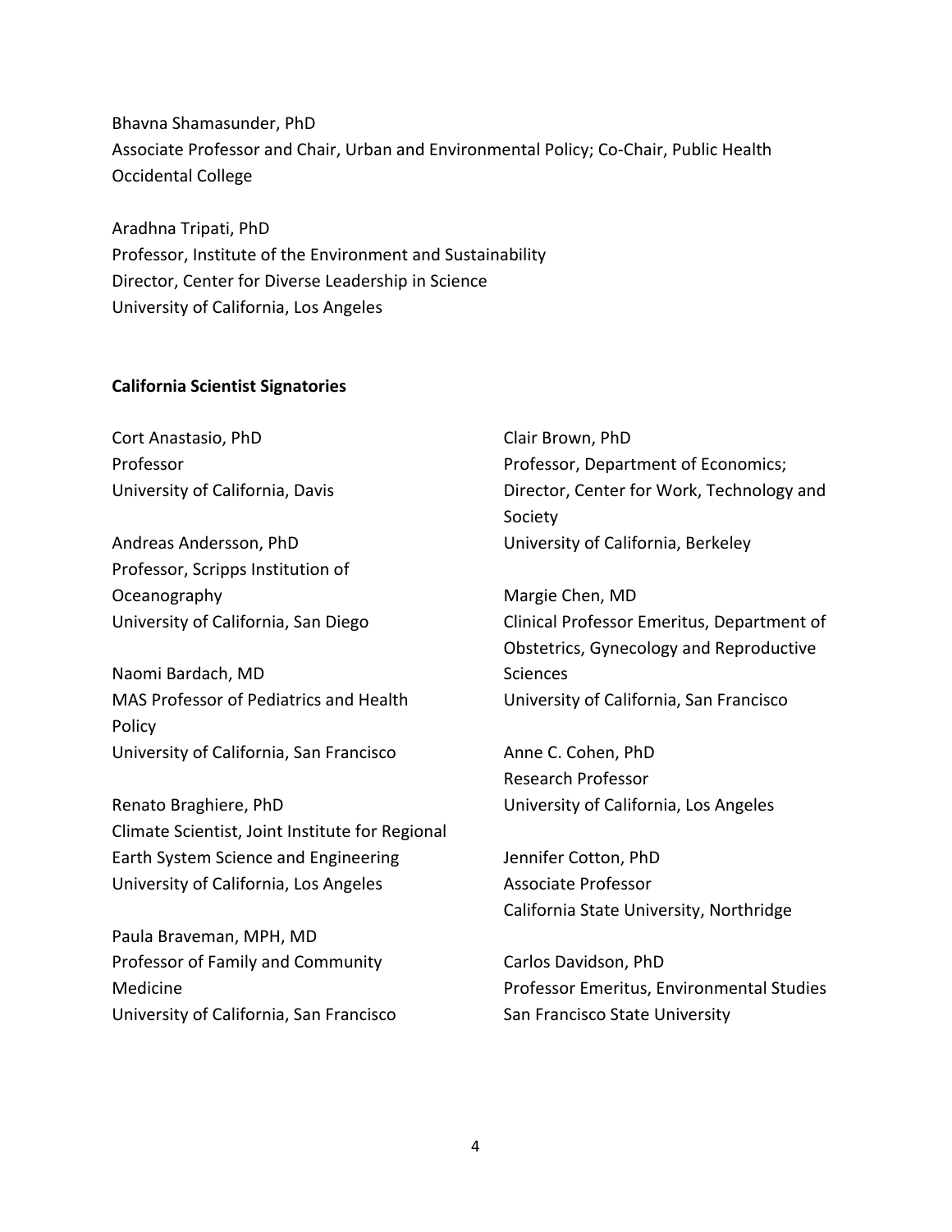Bhavna Shamasunder, PhD
Associate Professor and Chair, Urban and Environmental Policy; Co-Chair, Public Health
Occidental College

Aradhna Tripati, PhD
Professor, Institute of the Environment and Sustainability
Director, Center for Diverse Leadership in Science
University of California, Los Angeles

**California Scientist Signatories**

Cort Anastasio, PhD
Professor
University of California, Davis

Andreas Andersson, PhD
Professor, Scripps Institution of Oceanography
University of California, San Diego

Naomi Bardach, MD
MAS Professor of Pediatrics and Health Policy
University of California, San Francisco

Renato Braghiere, PhD
Climate Scientist, Joint Institute for Regional Earth System Science and Engineering
University of California, Los Angeles

Paula Braveman, MPH, MD
Professor of Family and Community Medicine
University of California, San Francisco

Clair Brown, PhD
Professor, Department of Economics;
Director, Center for Work, Technology and Society
University of California, Berkeley

Margie Chen, MD
Clinical Professor Emeritus, Department of Obstetrics, Gynecology and Reproductive Sciences
University of California, San Francisco

Anne C. Cohen, PhD
Research Professor
University of California, Los Angeles

Jennifer Cotton, PhD
Associate Professor
California State University, Northridge

Carlos Davidson, PhD
Professor Emeritus, Environmental Studies
San Francisco State University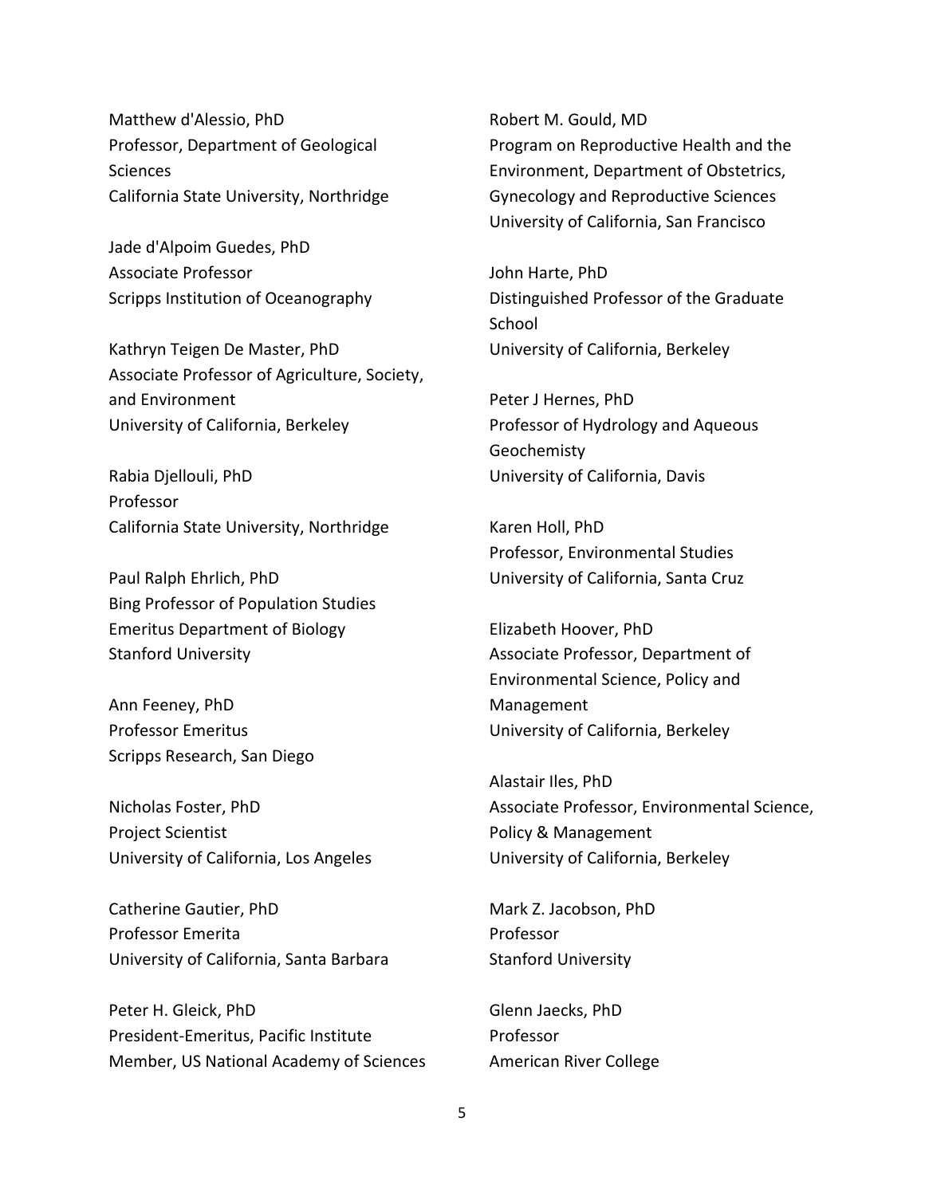Matthew d'Alessio, PhD
Professor, Department of Geological Sciences
California State University, Northridge

Jade d'Alpoim Guedes, PhD
Associate Professor
Scripps Institution of Oceanography

Kathryn Teigen De Master, PhD
Associate Professor of Agriculture, Society, and Environment
University of California, Berkeley

Rabia Djellouli, PhD
Professor
California State University, Northridge

Paul Ralph Ehrlich, PhD
Bing Professor of Population Studies
Emeritus Department of Biology
Stanford University

Ann Feeney, PhD
Professor Emeritus
Scripps Research, San Diego

Nicholas Foster, PhD
Project Scientist
University of California, Los Angeles

Catherine Gautier, PhD
Professor Emerita
University of California, Santa Barbara

Peter H. Gleick, PhD
President-Emeritus, Pacific Institute
Member, US National Academy of Sciences

Robert M. Gould, MD
Program on Reproductive Health and the Environment, Department of Obstetrics, Gynecology and Reproductive Sciences
University of California, San Francisco

John Harte, PhD
Distinguished Professor of the Graduate School
University of California, Berkeley

Peter J Hernes, PhD
Professor of Hydrology and Aqueous Geochemisty
University of California, Davis

Karen Holl, PhD
Professor, Environmental Studies
University of California, Santa Cruz

Elizabeth Hoover, PhD
Associate Professor, Department of Environmental Science, Policy and Management
University of California, Berkeley

Alastair Iles, PhD
Associate Professor, Environmental Science, Policy & Management
University of California, Berkeley

Mark Z. Jacobson, PhD
Professor
Stanford University

Glenn Jaecks, PhD
Professor
American River College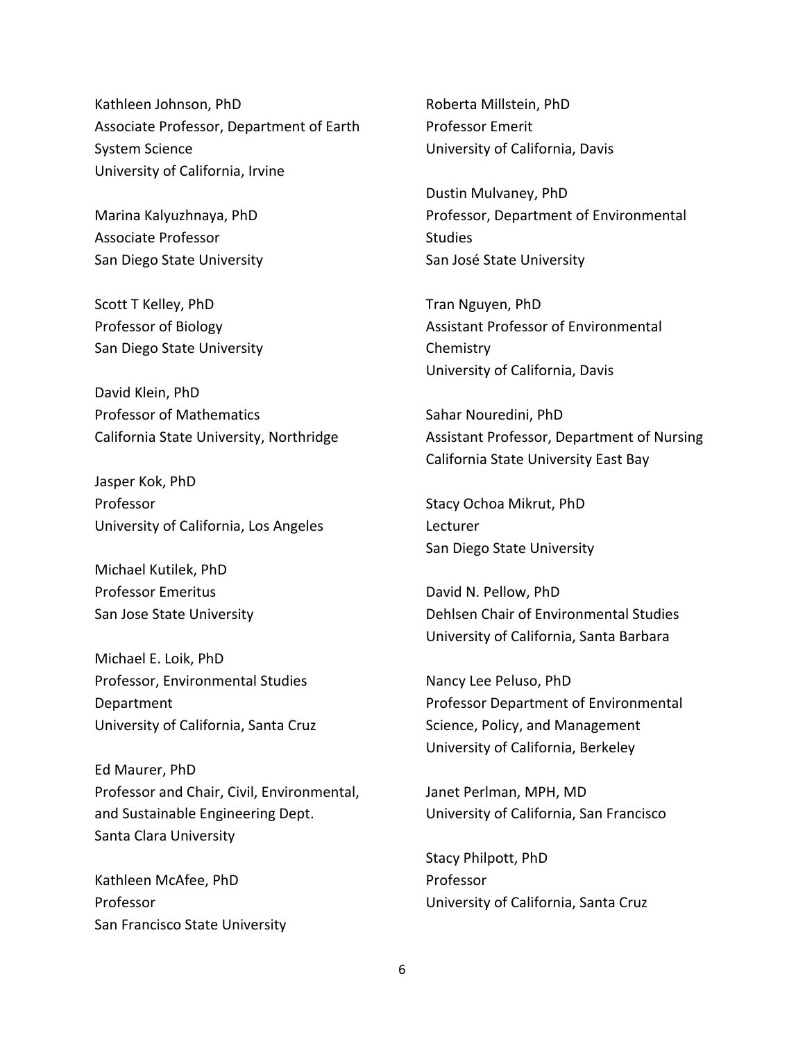Kathleen Johnson, PhD
Associate Professor, Department of Earth System Science
University of California, Irvine

Marina Kalyuzhnaya, PhD
Associate Professor
San Diego State University

Scott T Kelley, PhD
Professor of Biology
San Diego State University

David Klein, PhD
Professor of Mathematics
California State University, Northridge

Jasper Kok, PhD
Professor
University of California, Los Angeles

Michael Kutilek, PhD
Professor Emeritus
San Jose State University

Michael E. Loik, PhD
Professor, Environmental Studies Department
University of California, Santa Cruz

Ed Maurer, PhD
Professor and Chair, Civil, Environmental, and Sustainable Engineering Dept.
Santa Clara University

Kathleen McAfee, PhD
Professor
San Francisco State University

Roberta Millstein, PhD
Professor Emerit
University of California, Davis

Dustin Mulvaney, PhD
Professor, Department of Environmental Studies
San José State University

Tran Nguyen, PhD
Assistant Professor of Environmental Chemistry
University of California, Davis

Sahar Nouredini, PhD
Assistant Professor, Department of Nursing
California State University East Bay

Stacy Ochoa Mikrut, PhD
Lecturer
San Diego State University

David N. Pellow, PhD
Dehlsen Chair of Environmental Studies
University of California, Santa Barbara

Nancy Lee Peluso, PhD
Professor Department of Environmental Science, Policy, and Management
University of California, Berkeley

Janet Perlman, MPH, MD
University of California, San Francisco

Stacy Philpott, PhD
Professor
University of California, Santa Cruz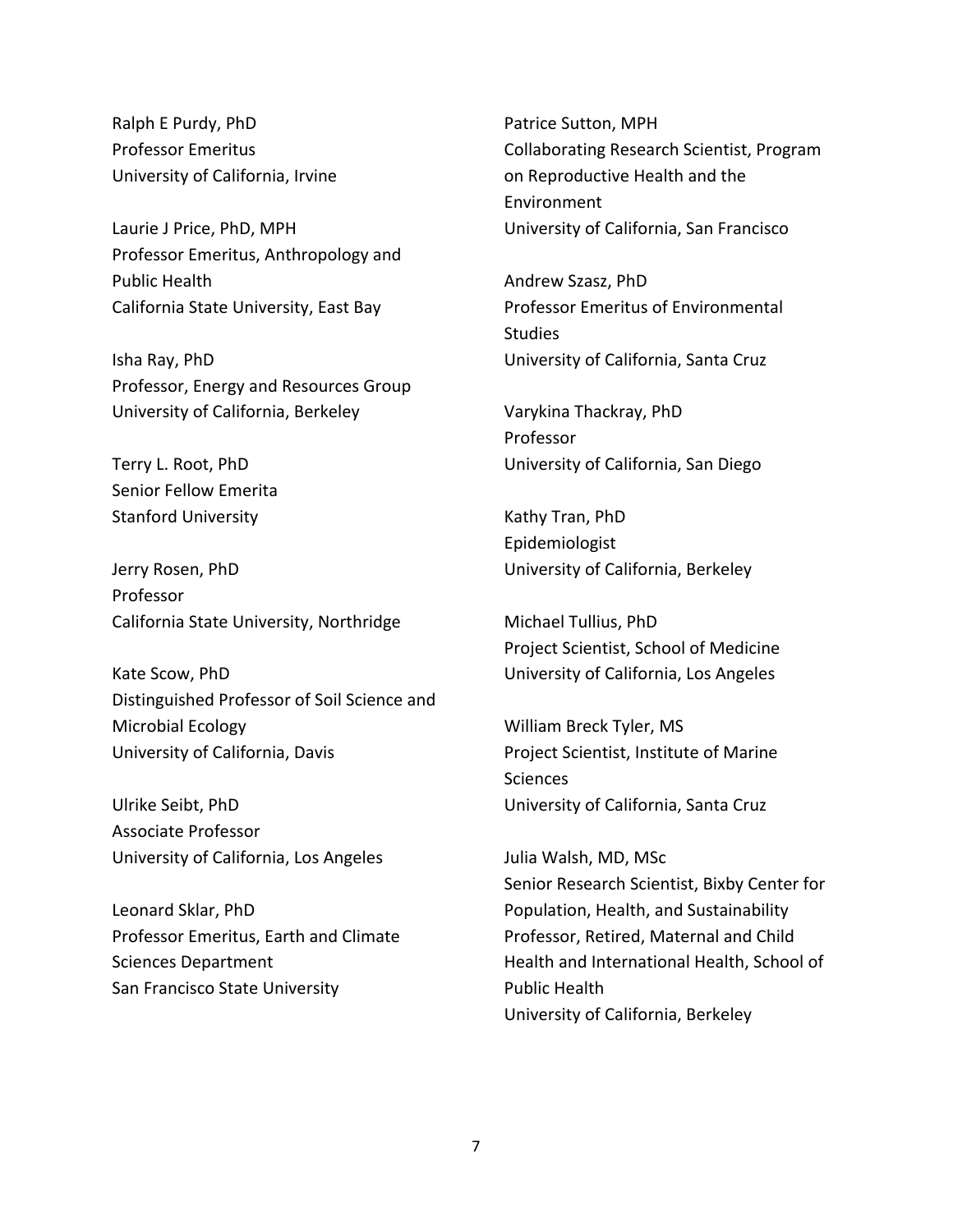Ralph E Purdy, PhD
Professor Emeritus
University of California, Irvine

Laurie J Price, PhD, MPH
Professor Emeritus, Anthropology and Public Health
California State University, East Bay

Isha Ray, PhD
Professor, Energy and Resources Group
University of California, Berkeley

Terry L. Root, PhD
Senior Fellow Emerita
Stanford University

Jerry Rosen, PhD
Professor
California State University, Northridge

Kate Scow, PhD
Distinguished Professor of Soil Science and Microbial Ecology
University of California, Davis

Ulrike Seibt, PhD
Associate Professor
University of California, Los Angeles

Leonard Sklar, PhD
Professor Emeritus, Earth and Climate Sciences Department
San Francisco State University

Patrice Sutton, MPH
Collaborating Research Scientist, Program on Reproductive Health and the Environment
University of California, San Francisco

Andrew Szasz, PhD
Professor Emeritus of Environmental Studies
University of California, Santa Cruz

Varykina Thackray, PhD
Professor
University of California, San Diego

Kathy Tran, PhD
Epidemiologist
University of California, Berkeley

Michael Tullius, PhD
Project Scientist, School of Medicine
University of California, Los Angeles

William Breck Tyler, MS
Project Scientist, Institute of Marine Sciences
University of California, Santa Cruz

Julia Walsh, MD, MSc
Senior Research Scientist, Bixby Center for Population, Health, and Sustainability
Professor, Retired, Maternal and Child Health and International Health, School of Public Health
University of California, Berkeley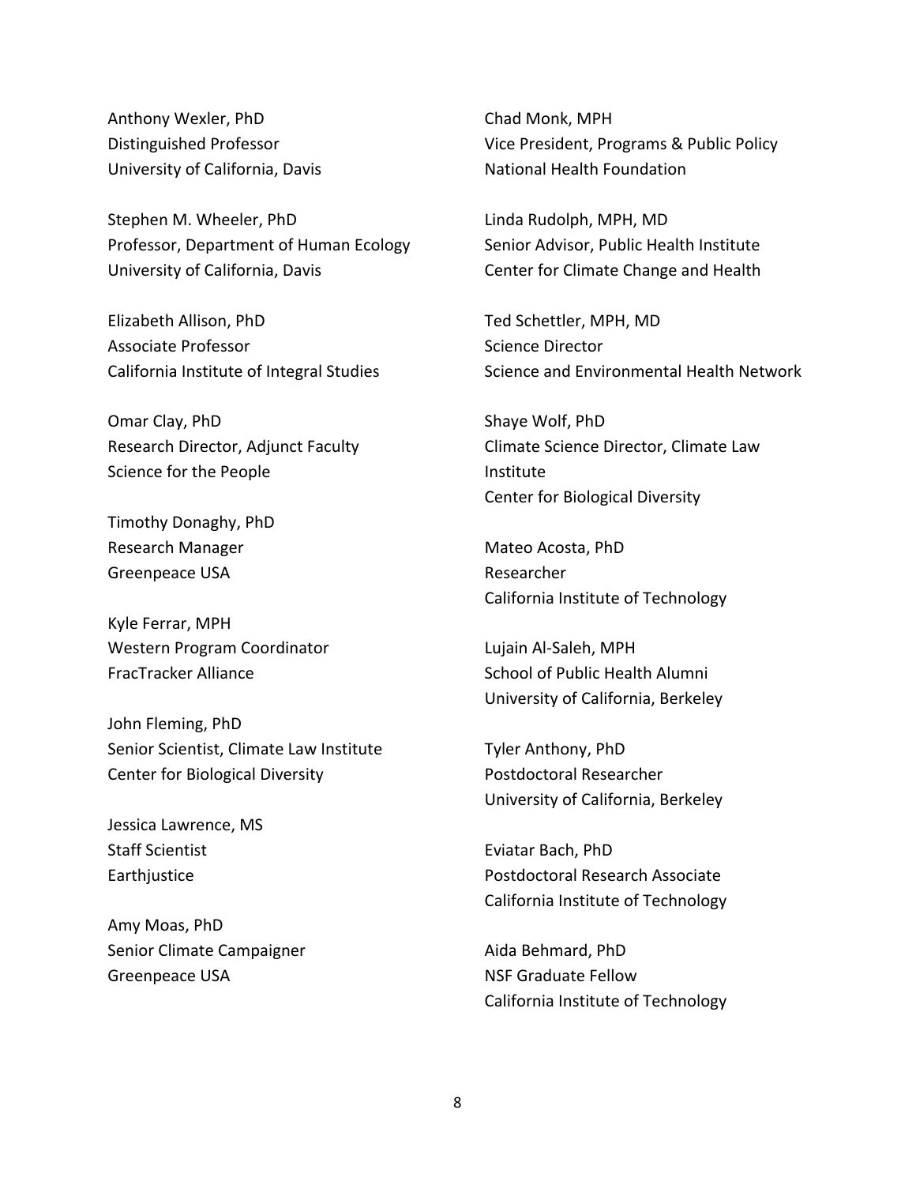Anthony Wexler, PhD
Distinguished Professor
University of California, Davis

Stephen M. Wheeler, PhD
Professor, Department of Human Ecology
University of California, Davis

Elizabeth Allison, PhD
Associate Professor
California Institute of Integral Studies

Omar Clay, PhD
Research Director, Adjunct Faculty
Science for the People

Timothy Donaghy, PhD
Research Manager
Greenpeace USA

Kyle Ferrar, MPH
Western Program Coordinator
FracTracker Alliance

John Fleming, PhD
Senior Scientist, Climate Law Institute
Center for Biological Diversity

Jessica Lawrence, MS
Staff Scientist
Earthjustice

Amy Moas, PhD
Senior Climate Campaigner
Greenpeace USA

Chad Monk, MPH
Vice President, Programs & Public Policy
National Health Foundation

Linda Rudolph, MPH, MD
Senior Advisor, Public Health Institute
Center for Climate Change and Health

Ted Schettler, MPH, MD
Science Director
Science and Environmental Health Network

Shaye Wolf, PhD
Climate Science Director, Climate Law Institute
Center for Biological Diversity

Mateo Acosta, PhD
Researcher
California Institute of Technology

Lujain Al-Saleh, MPH
School of Public Health Alumni
University of California, Berkeley

Tyler Anthony, PhD
Postdoctoral Researcher
University of California, Berkeley

Eviatar Bach, PhD
Postdoctoral Research Associate
California Institute of Technology

Aida Behmard, PhD
NSF Graduate Fellow
California Institute of Technology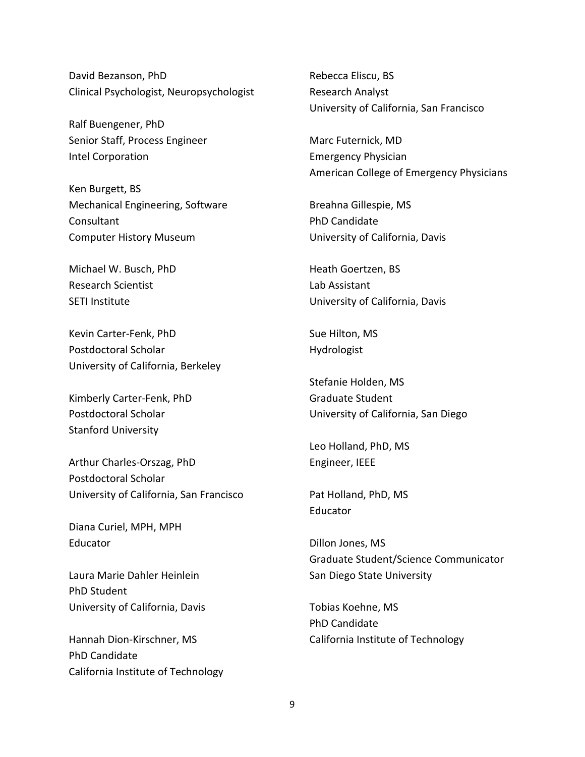David Bezanson, PhD
Clinical Psychologist, Neuropsychologist

Ralf Buengener, PhD
Senior Staff, Process Engineer
Intel Corporation

Ken Burgett, BS
Mechanical Engineering, Software
Consultant
Computer History Museum

Michael W. Busch, PhD
Research Scientist
SETI Institute

Kevin Carter-Fenk, PhD
Postdoctoral Scholar
University of California, Berkeley

Kimberly Carter-Fenk, PhD
Postdoctoral Scholar
Stanford University

Arthur Charles-Orszag, PhD
Postdoctoral Scholar
University of California, San Francisco

Diana Curiel, MPH, MPH
Educator

Laura Marie Dahler Heinlein
PhD Student
University of California, Davis

Hannah Dion-Kirschner, MS
PhD Candidate
California Institute of Technology

Rebecca Eliscu, BS
Research Analyst
University of California, San Francisco

Marc Futernick, MD
Emergency Physician
American College of Emergency Physicians

Breahna Gillespie, MS
PhD Candidate
University of California, Davis

Heath Goertzen, BS
Lab Assistant
University of California, Davis

Sue Hilton, MS
Hydrologist

Stefanie Holden, MS
Graduate Student
University of California, San Diego

Leo Holland, PhD, MS
Engineer, IEEE

Pat Holland, PhD, MS
Educator

Dillon Jones, MS
Graduate Student/Science Communicator
San Diego State University

Tobias Koehne, MS
PhD Candidate
California Institute of Technology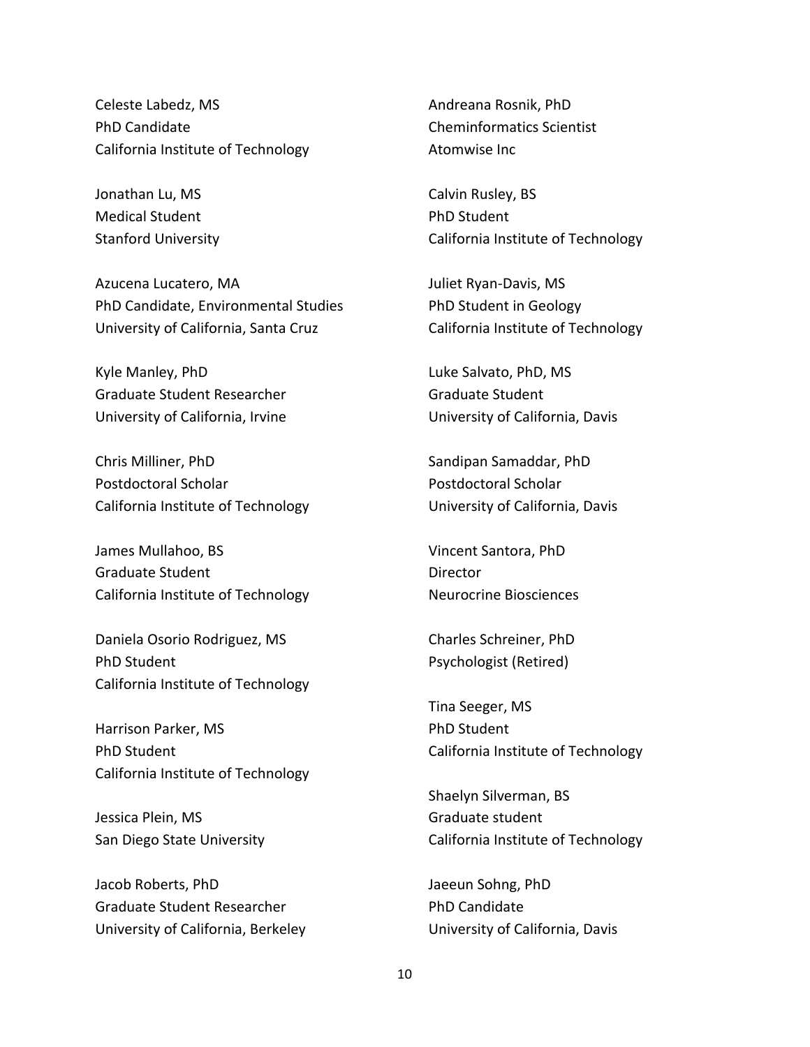Celeste Labedz, MS
PhD Candidate
California Institute of Technology

Jonathan Lu, MS
Medical Student
Stanford University

Azucena Lucatero, MA
PhD Candidate, Environmental Studies
University of California, Santa Cruz

Kyle Manley, PhD
Graduate Student Researcher
University of California, Irvine

Chris Milliner, PhD
Postdoctoral Scholar
California Institute of Technology

James Mullahoo, BS
Graduate Student
California Institute of Technology

Daniela Osorio Rodriguez, MS
PhD Student
California Institute of Technology

Harrison Parker, MS
PhD Student
California Institute of Technology

Jessica Plein, MS
San Diego State University

Jacob Roberts, PhD
Graduate Student Researcher
University of California, Berkeley

Andreana Rosnik, PhD
Cheminformatics Scientist
Atomwise Inc

Calvin Rusley, BS
PhD Student
California Institute of Technology

Juliet Ryan-Davis, MS
PhD Student in Geology
California Institute of Technology

Luke Salvato, PhD, MS
Graduate Student
University of California, Davis

Sandipan Samaddar, PhD
Postdoctoral Scholar
University of California, Davis

Vincent Santora, PhD
Director
Neurocrine Biosciences

Charles Schreiner, PhD
Psychologist (Retired)

Tina Seeger, MS
PhD Student
California Institute of Technology

Shaelyn Silverman, BS
Graduate student
California Institute of Technology

Jaeeun Sohng, PhD
PhD Candidate
University of California, Davis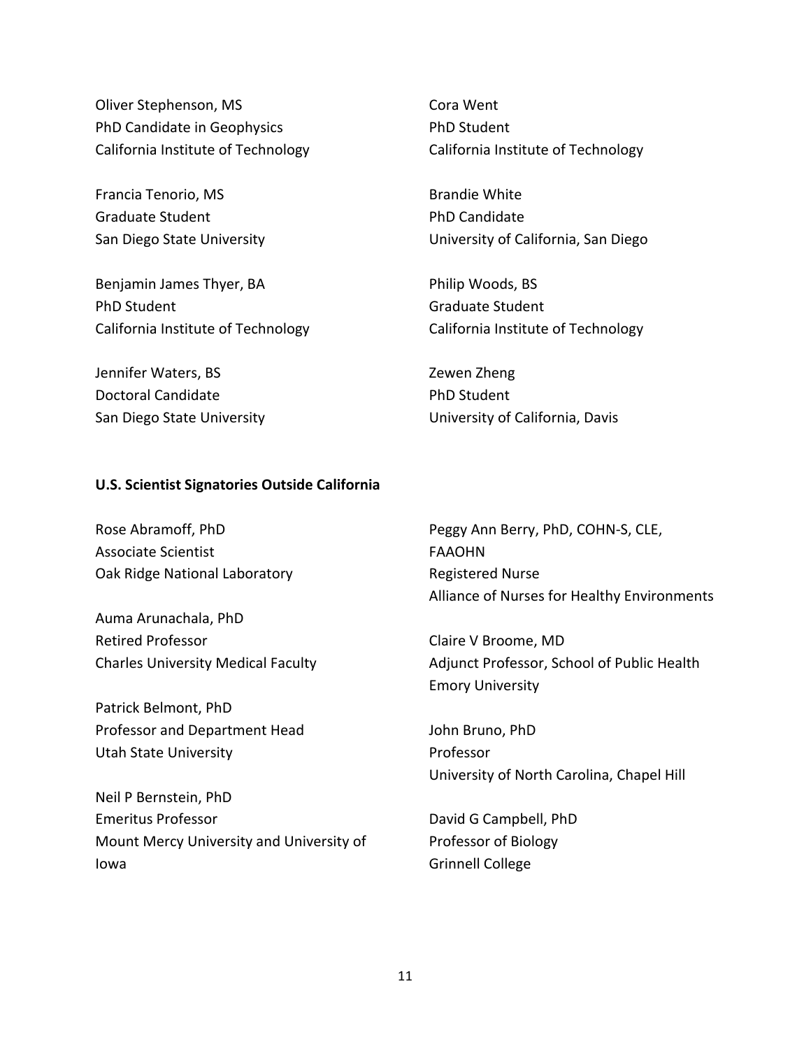Oliver Stephenson, MS
PhD Candidate in Geophysics
California Institute of Technology

Francia Tenorio, MS
Graduate Student
San Diego State University

Benjamin James Thyer, BA
PhD Student
California Institute of Technology

Jennifer Waters, BS
Doctoral Candidate
San Diego State University

Cora Went
PhD Student
California Institute of Technology

Brandie White
PhD Candidate
University of California, San Diego

Philip Woods, BS
Graduate Student
California Institute of Technology

Zewen Zheng
PhD Student
University of California, Davis

**U.S. Scientist Signatories Outside California**

Rose Abramoff, PhD
Associate Scientist
Oak Ridge National Laboratory

Auma Arunachala, PhD
Retired Professor
Charles University Medical Faculty

Patrick Belmont, PhD
Professor and Department Head
Utah State University

Neil P Bernstein, PhD
Emeritus Professor
Mount Mercy University and University of Iowa

Peggy Ann Berry, PhD, COHN-S, CLE, FAAOHN
Registered Nurse
Alliance of Nurses for Healthy Environments

Claire V Broome, MD
Adjunct Professor, School of Public Health
Emory University

John Bruno, PhD
Professor
University of North Carolina, Chapel Hill

David G Campbell, PhD
Professor of Biology
Grinnell College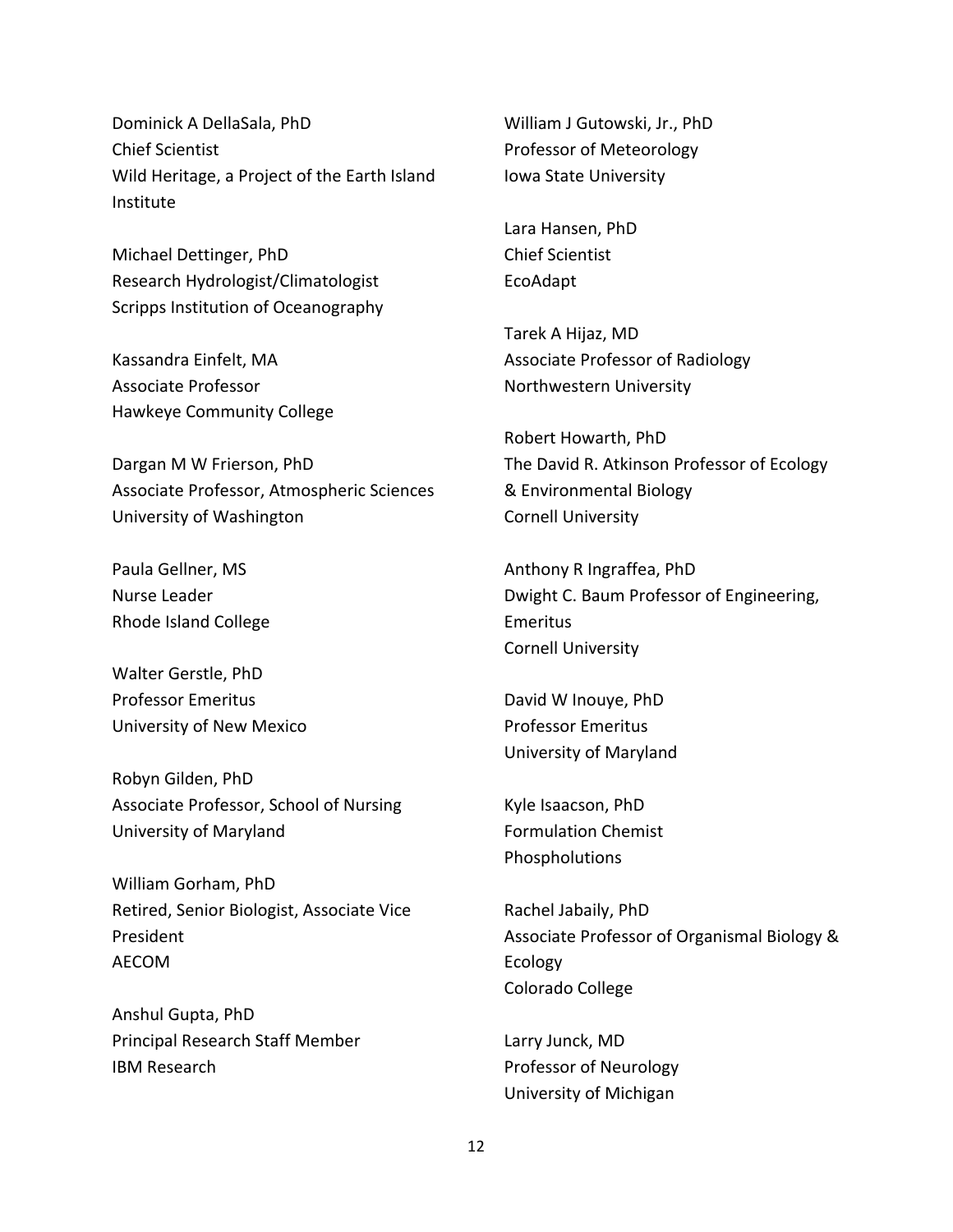Dominick A DellaSala, PhD
Chief Scientist
Wild Heritage, a Project of the Earth Island Institute

Michael Dettinger, PhD
Research Hydrologist/Climatologist
Scripps Institution of Oceanography

Kassandra Einfelt, MA
Associate Professor
Hawkeye Community College

Dargan M W Frierson, PhD
Associate Professor, Atmospheric Sciences
University of Washington

Paula Gellner, MS
Nurse Leader
Rhode Island College

Walter Gerstle, PhD
Professor Emeritus
University of New Mexico

Robyn Gilden, PhD
Associate Professor, School of Nursing
University of Maryland

William Gorham, PhD
Retired, Senior Biologist, Associate Vice President
AECOM

Anshul Gupta, PhD
Principal Research Staff Member
IBM Research

William J Gutowski, Jr., PhD
Professor of Meteorology
Iowa State University

Lara Hansen, PhD
Chief Scientist
EcoAdapt

Tarek A Hijaz, MD
Associate Professor of Radiology
Northwestern University

Robert Howarth, PhD
The David R. Atkinson Professor of Ecology & Environmental Biology
Cornell University

Anthony R Ingraffea, PhD
Dwight C. Baum Professor of Engineering, Emeritus
Cornell University

David W Inouye, PhD
Professor Emeritus
University of Maryland

Kyle Isaacson, PhD
Formulation Chemist
Phospholutions

Rachel Jabaily, PhD
Associate Professor of Organismal Biology & Ecology
Colorado College

Larry Junck, MD
Professor of Neurology
University of Michigan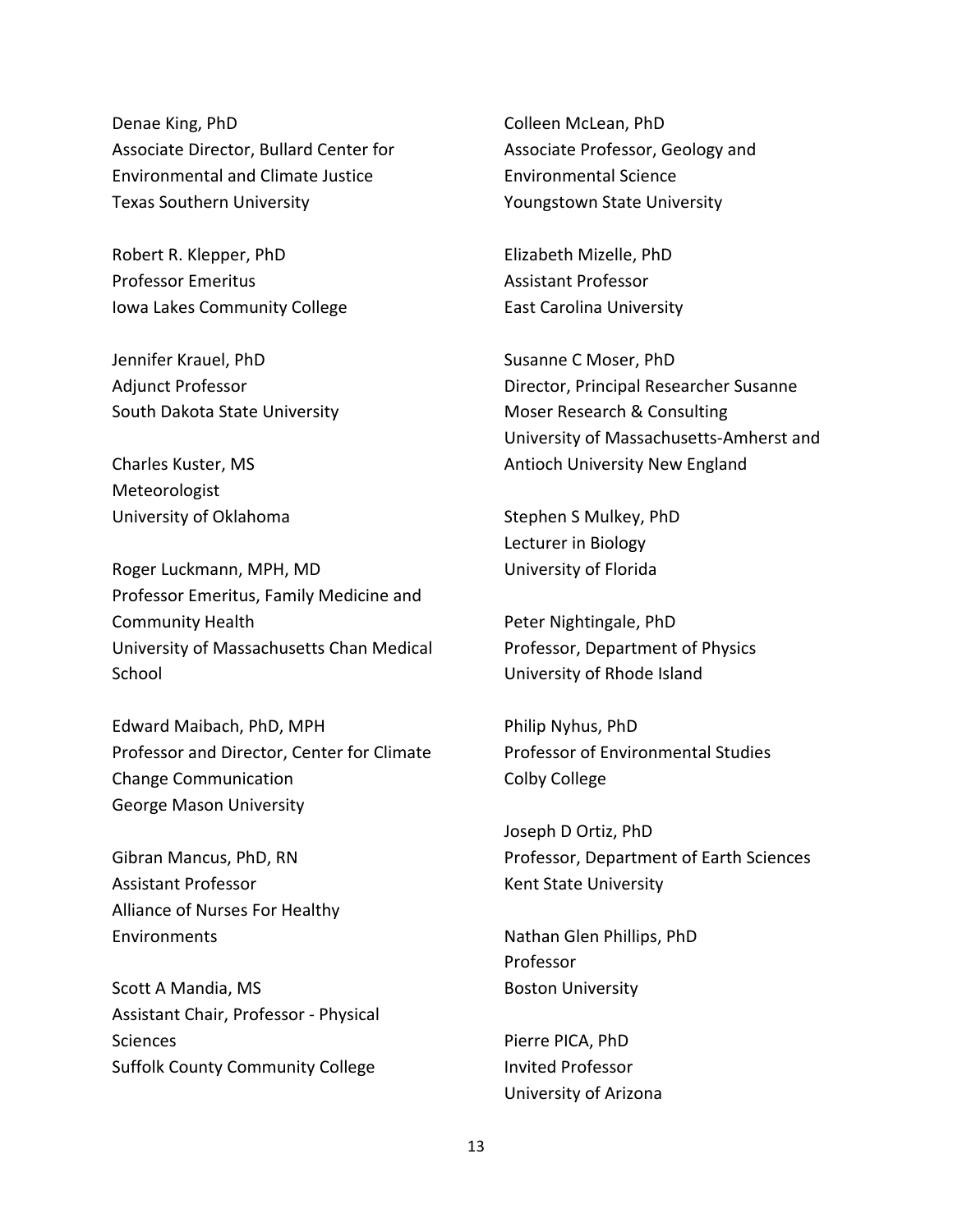Denae King, PhD
Associate Director, Bullard Center for Environmental and Climate Justice
Texas Southern University

Robert R. Klepper, PhD
Professor Emeritus
Iowa Lakes Community College

Jennifer Krauel, PhD
Adjunct Professor
South Dakota State University

Charles Kuster, MS
Meteorologist
University of Oklahoma

Roger Luckmann, MPH, MD
Professor Emeritus, Family Medicine and Community Health
University of Massachusetts Chan Medical School

Edward Maibach, PhD, MPH
Professor and Director, Center for Climate Change Communication
George Mason University

Gibran Mancus, PhD, RN
Assistant Professor
Alliance of Nurses For Healthy Environments

Scott A Mandia, MS
Assistant Chair, Professor - Physical Sciences
Suffolk County Community College

Colleen McLean, PhD
Associate Professor, Geology and Environmental Science
Youngstown State University

Elizabeth Mizelle, PhD
Assistant Professor
East Carolina University

Susanne C Moser, PhD
Director, Principal Researcher Susanne Moser Research & Consulting
University of Massachusetts-Amherst and Antioch University New England

Stephen S Mulkey, PhD
Lecturer in Biology
University of Florida

Peter Nightingale, PhD
Professor, Department of Physics
University of Rhode Island

Philip Nyhus, PhD
Professor of Environmental Studies
Colby College

Joseph D Ortiz, PhD
Professor, Department of Earth Sciences
Kent State University

Nathan Glen Phillips, PhD
Professor
Boston University

Pierre PICA, PhD
Invited Professor
University of Arizona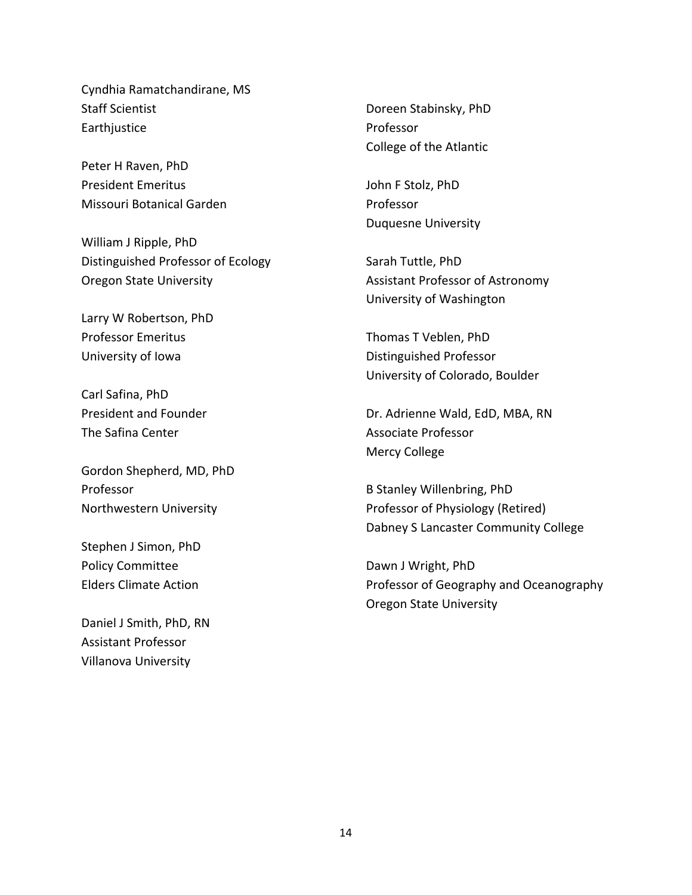Cyndhia Ramatchandirane, MS
Staff Scientist
Earthjustice

Peter H Raven, PhD
President Emeritus
Missouri Botanical Garden

William J Ripple, PhD
Distinguished Professor of Ecology
Oregon State University

Larry W Robertson, PhD
Professor Emeritus
University of Iowa

Carl Safina, PhD
President and Founder
The Safina Center

Gordon Shepherd, MD, PhD
Professor
Northwestern University

Stephen J Simon, PhD
Policy Committee
Elders Climate Action

Daniel J Smith, PhD, RN
Assistant Professor
Villanova University

Doreen Stabinsky, PhD
Professor
College of the Atlantic

John F Stolz, PhD
Professor
Duquesne University

Sarah Tuttle, PhD
Assistant Professor of Astronomy
University of Washington

Thomas T Veblen, PhD
Distinguished Professor
University of Colorado, Boulder

Dr. Adrienne Wald, EdD, MBA, RN
Associate Professor
Mercy College

B Stanley Willenbring, PhD
Professor of Physiology (Retired)
Dabney S Lancaster Community College

Dawn J Wright, PhD
Professor of Geography and Oceanography
Oregon State University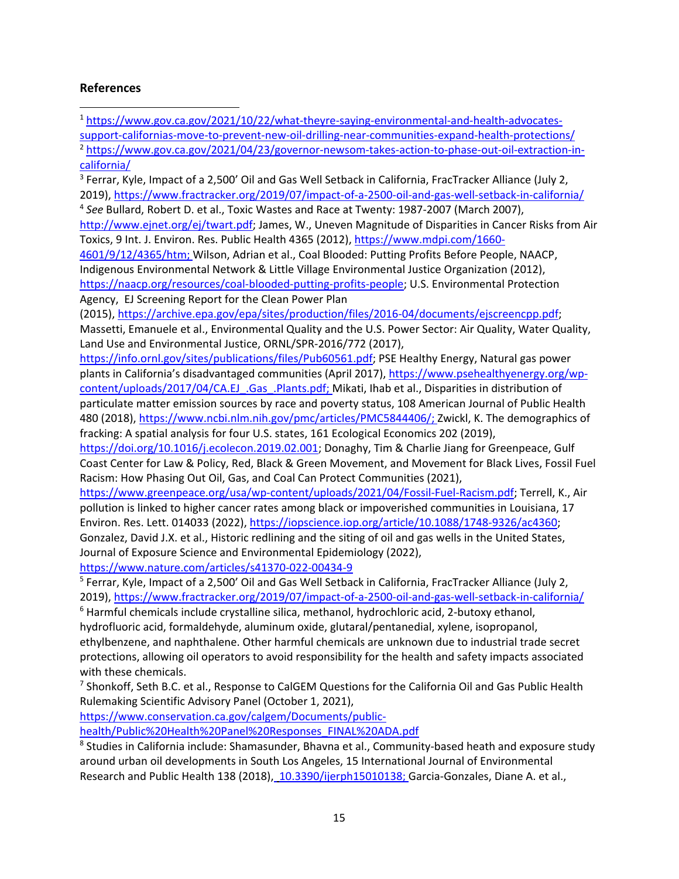**References**

[1] https://www.gov.ca.gov/2021/10/22/what-theyre-saying-environmental-and-health-advocates-support-californias-move-to-prevent-new-oil-drilling-near-communities-expand-health-protections/

[2] https://www.gov.ca.gov/2021/04/23/governor-newsom-takes-action-to-phase-out-oil-extraction-in-california/

[3] Ferrar, Kyle, Impact of a 2,500' Oil and Gas Well Setback in California, FracTracker Alliance (July 2, 2019), https://www.fractracker.org/2019/07/impact-of-a-2500-oil-and-gas-well-setback-in-california/

[4] *See* Bullard, Robert D. et al., Toxic Wastes and Race at Twenty: 1987-2007 (March 2007), http://www.ejnet.org/ej/twart.pdf; James, W., Uneven Magnitude of Disparities in Cancer Risks from Air Toxics, 9 Int. J. Environ. Res. Public Health 4365 (2012), https://www.mdpi.com/1660-4601/9/12/4365/htm; Wilson, Adrian et al., Coal Blooded: Putting Profits Before People, NAACP, Indigenous Environmental Network & Little Village Environmental Justice Organization (2012), https://naacp.org/resources/coal-blooded-putting-profits-people; U.S. Environmental Protection Agency, EJ Screening Report for the Clean Power Plan (2015), https://archive.epa.gov/epa/sites/production/files/2016-04/documents/ejscreencpp.pdf; Massetti, Emanuele et al., Environmental Quality and the U.S. Power Sector: Air Quality, Water Quality, Land Use and Environmental Justice, ORNL/SPR-2016/772 (2017), https://info.ornl.gov/sites/publications/files/Pub60561.pdf; PSE Healthy Energy, Natural gas power plants in California's disadvantaged communities (April 2017), https://www.psehealthyenergy.org/wp-content/uploads/2017/04/CA.EJ_.Gas_.Plants.pdf; Mikati, Ihab et al., Disparities in distribution of particulate matter emission sources by race and poverty status, 108 American Journal of Public Health 480 (2018), https://www.ncbi.nlm.nih.gov/pmc/articles/PMC5844406/; Zwickl, K. The demographics of fracking: A spatial analysis for four U.S. states, 161 Ecological Economics 202 (2019), https://doi.org/10.1016/j.ecolecon.2019.02.001; Donaghy, Tim & Charlie Jiang for Greenpeace, Gulf Coast Center for Law & Policy, Red, Black & Green Movement, and Movement for Black Lives, Fossil Fuel Racism: How Phasing Out Oil, Gas, and Coal Can Protect Communities (2021), https://www.greenpeace.org/usa/wp-content/uploads/2021/04/Fossil-Fuel-Racism.pdf; Terrell, K., Air pollution is linked to higher cancer rates among black or impoverished communities in Louisiana, 17 Environ. Res. Lett. 014033 (2022), https://iopscience.iop.org/article/10.1088/1748-9326/ac4360; Gonzalez, David J.X. et al., Historic redlining and the siting of oil and gas wells in the United States, Journal of Exposure Science and Environmental Epidemiology (2022), https://www.nature.com/articles/s41370-022-00434-9

[5] Ferrar, Kyle, Impact of a 2,500' Oil and Gas Well Setback in California, FracTracker Alliance (July 2, 2019), https://www.fractracker.org/2019/07/impact-of-a-2500-oil-and-gas-well-setback-in-california/

[6] Harmful chemicals include crystalline silica, methanol, hydrochloric acid, 2-butoxy ethanol, hydrofluoric acid, formaldehyde, aluminum oxide, glutaral/pentanedial, xylene, isopropanol, ethylbenzene, and naphthalene. Other harmful chemicals are unknown due to industrial trade secret protections, allowing oil operators to avoid responsibility for the health and safety impacts associated with these chemicals.

[7] Shonkoff, Seth B.C. et al., Response to CalGEM Questions for the California Oil and Gas Public Health Rulemaking Scientific Advisory Panel (October 1, 2021), https://www.conservation.ca.gov/calgem/Documents/public-health/Public%20Health%20Panel%20Responses_FINAL%20ADA.pdf

[8] Studies in California include: Shamasunder, Bhavna et al., Community-based heath and exposure study around urban oil developments in South Los Angeles, 15 International Journal of Environmental Research and Public Health 138 (2018), 10.3390/ijerph15010138; Garcia-Gonzales, Diane A. et al.,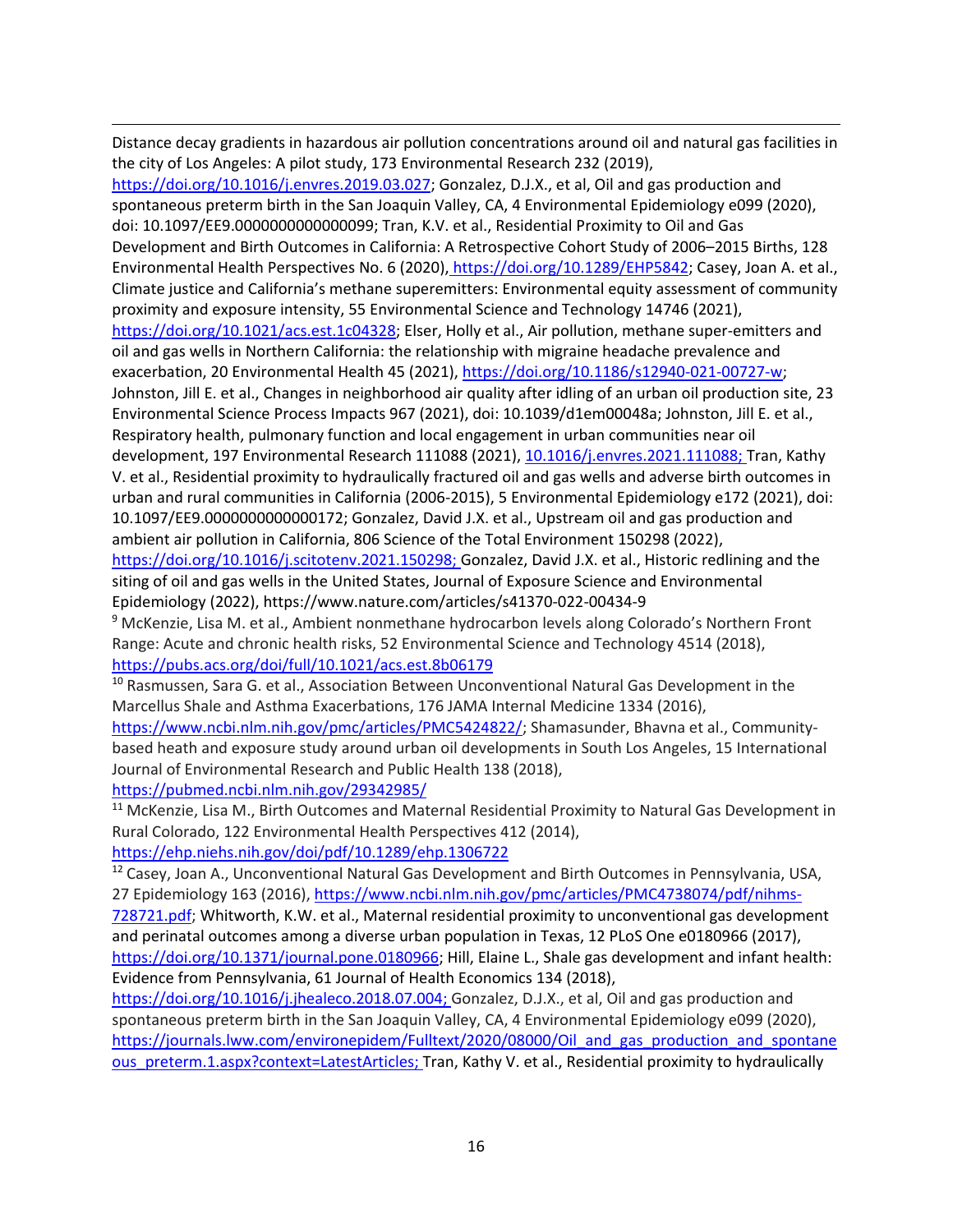Distance decay gradients in hazardous air pollution concentrations around oil and natural gas facilities in the city of Los Angeles: A pilot study, 173 Environmental Research 232 (2019), https://doi.org/10.1016/j.envres.2019.03.027; Gonzalez, D.J.X., et al, Oil and gas production and spontaneous preterm birth in the San Joaquin Valley, CA, 4 Environmental Epidemiology e099 (2020), doi: 10.1097/EE9.0000000000000099; Tran, K.V. et al., Residential Proximity to Oil and Gas Development and Birth Outcomes in California: A Retrospective Cohort Study of 2006–2015 Births, 128 Environmental Health Perspectives No. 6 (2020), https://doi.org/10.1289/EHP5842; Casey, Joan A. et al., Climate justice and California's methane superemitters: Environmental equity assessment of community proximity and exposure intensity, 55 Environmental Science and Technology 14746 (2021), https://doi.org/10.1021/acs.est.1c04328; Elser, Holly et al., Air pollution, methane super-emitters and oil and gas wells in Northern California: the relationship with migraine headache prevalence and exacerbation, 20 Environmental Health 45 (2021), https://doi.org/10.1186/s12940-021-00727-w; Johnston, Jill E. et al., Changes in neighborhood air quality after idling of an urban oil production site, 23 Environmental Science Process Impacts 967 (2021), doi: 10.1039/d1em00048a; Johnston, Jill E. et al., Respiratory health, pulmonary function and local engagement in urban communities near oil development, 197 Environmental Research 111088 (2021), 10.1016/j.envres.2021.111088; Tran, Kathy V. et al., Residential proximity to hydraulically fractured oil and gas wells and adverse birth outcomes in urban and rural communities in California (2006-2015), 5 Environmental Epidemiology e172 (2021), doi: 10.1097/EE9.0000000000000172; Gonzalez, David J.X. et al., Upstream oil and gas production and ambient air pollution in California, 806 Science of the Total Environment 150298 (2022), https://doi.org/10.1016/j.scitotenv.2021.150298; Gonzalez, David J.X. et al., Historic redlining and the siting of oil and gas wells in the United States, Journal of Exposure Science and Environmental Epidemiology (2022), https://www.nature.com/articles/s41370-022-00434-9

[9] McKenzie, Lisa M. et al., Ambient nonmethane hydrocarbon levels along Colorado's Northern Front Range: Acute and chronic health risks, 52 Environmental Science and Technology 4514 (2018), https://pubs.acs.org/doi/full/10.1021/acs.est.8b06179

[10] Rasmussen, Sara G. et al., Association Between Unconventional Natural Gas Development in the Marcellus Shale and Asthma Exacerbations, 176 JAMA Internal Medicine 1334 (2016), https://www.ncbi.nlm.nih.gov/pmc/articles/PMC5424822/; Shamasunder, Bhavna et al., Community-based heath and exposure study around urban oil developments in South Los Angeles, 15 International Journal of Environmental Research and Public Health 138 (2018), https://pubmed.ncbi.nlm.nih.gov/29342985/

[11] McKenzie, Lisa M., Birth Outcomes and Maternal Residential Proximity to Natural Gas Development in Rural Colorado, 122 Environmental Health Perspectives 412 (2014), https://ehp.niehs.nih.gov/doi/pdf/10.1289/ehp.1306722

[12] Casey, Joan A., Unconventional Natural Gas Development and Birth Outcomes in Pennsylvania, USA, 27 Epidemiology 163 (2016), https://www.ncbi.nlm.nih.gov/pmc/articles/PMC4738074/pdf/nihms-728721.pdf; Whitworth, K.W. et al., Maternal residential proximity to unconventional gas development and perinatal outcomes among a diverse urban population in Texas, 12 PLoS One e0180966 (2017), https://doi.org/10.1371/journal.pone.0180966; Hill, Elaine L., Shale gas development and infant health: Evidence from Pennsylvania, 61 Journal of Health Economics 134 (2018), https://doi.org/10.1016/j.jhealeco.2018.07.004; Gonzalez, D.J.X., et al, Oil and gas production and spontaneous preterm birth in the San Joaquin Valley, CA, 4 Environmental Epidemiology e099 (2020), https://journals.lww.com/environepidem/Fulltext/2020/08000/Oil_and_gas_production_and_spontaneous_preterm.1.aspx?context=LatestArticles; Tran, Kathy V. et al., Residential proximity to hydraulically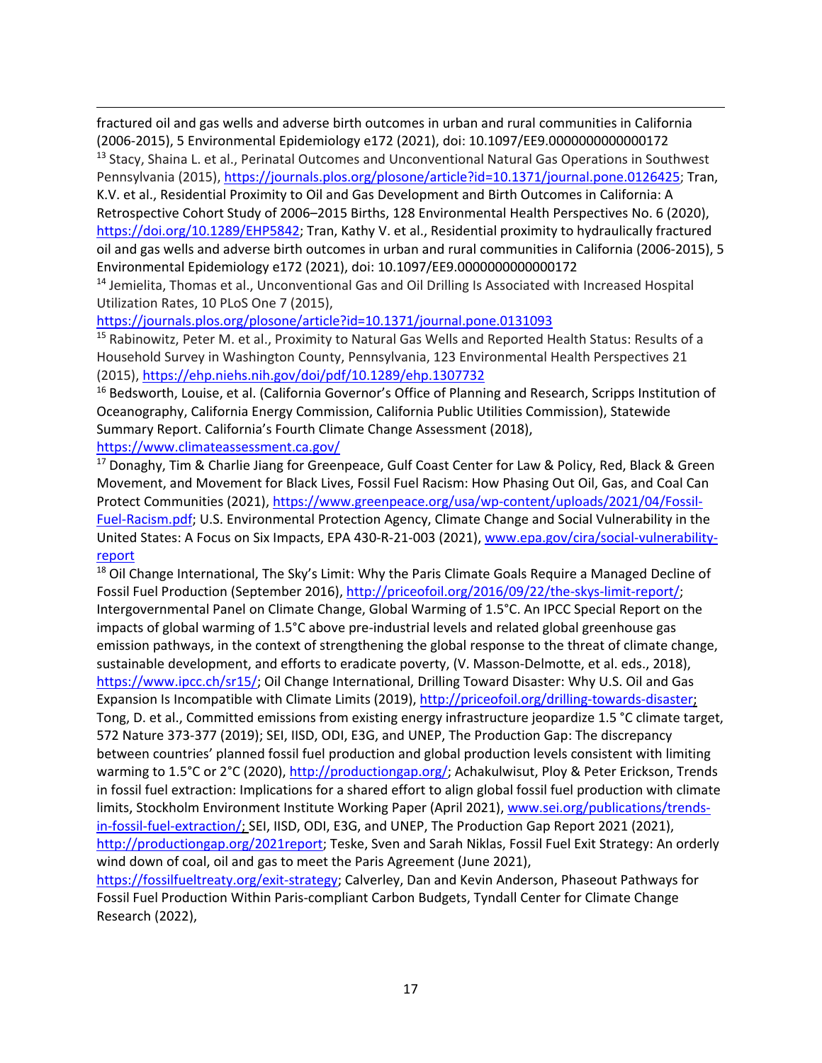fractured oil and gas wells and adverse birth outcomes in urban and rural communities in California (2006-2015), 5 Environmental Epidemiology e172 (2021), doi: 10.1097/EE9.0000000000000172

[13] Stacy, Shaina L. et al., Perinatal Outcomes and Unconventional Natural Gas Operations in Southwest Pennsylvania (2015), https://journals.plos.org/plosone/article?id=10.1371/journal.pone.0126425; Tran, K.V. et al., Residential Proximity to Oil and Gas Development and Birth Outcomes in California: A Retrospective Cohort Study of 2006–2015 Births, 128 Environmental Health Perspectives No. 6 (2020), https://doi.org/10.1289/EHP5842; Tran, Kathy V. et al., Residential proximity to hydraulically fractured oil and gas wells and adverse birth outcomes in urban and rural communities in California (2006-2015), 5 Environmental Epidemiology e172 (2021), doi: 10.1097/EE9.0000000000000172

[14] Jemielita, Thomas et al., Unconventional Gas and Oil Drilling Is Associated with Increased Hospital Utilization Rates, 10 PLoS One 7 (2015), https://journals.plos.org/plosone/article?id=10.1371/journal.pone.0131093

[15] Rabinowitz, Peter M. et al., Proximity to Natural Gas Wells and Reported Health Status: Results of a Household Survey in Washington County, Pennsylvania, 123 Environmental Health Perspectives 21 (2015), https://ehp.niehs.nih.gov/doi/pdf/10.1289/ehp.1307732

[16] Bedsworth, Louise, et al. (California Governor's Office of Planning and Research, Scripps Institution of Oceanography, California Energy Commission, California Public Utilities Commission), Statewide Summary Report. California's Fourth Climate Change Assessment (2018), https://www.climateassessment.ca.gov/

[17] Donaghy, Tim & Charlie Jiang for Greenpeace, Gulf Coast Center for Law & Policy, Red, Black & Green Movement, and Movement for Black Lives, Fossil Fuel Racism: How Phasing Out Oil, Gas, and Coal Can Protect Communities (2021), https://www.greenpeace.org/usa/wp-content/uploads/2021/04/Fossil-Fuel-Racism.pdf; U.S. Environmental Protection Agency, Climate Change and Social Vulnerability in the United States: A Focus on Six Impacts, EPA 430-R-21-003 (2021), www.epa.gov/cira/social-vulnerability-report

[18] Oil Change International, The Sky's Limit: Why the Paris Climate Goals Require a Managed Decline of Fossil Fuel Production (September 2016), http://priceofoil.org/2016/09/22/the-skys-limit-report/; Intergovernmental Panel on Climate Change, Global Warming of 1.5°C. An IPCC Special Report on the impacts of global warming of 1.5°C above pre-industrial levels and related global greenhouse gas emission pathways, in the context of strengthening the global response to the threat of climate change, sustainable development, and efforts to eradicate poverty, (V. Masson-Delmotte, et al. eds., 2018), https://www.ipcc.ch/sr15/; Oil Change International, Drilling Toward Disaster: Why U.S. Oil and Gas Expansion Is Incompatible with Climate Limits (2019), http://priceofoil.org/drilling-towards-disaster; Tong, D. et al., Committed emissions from existing energy infrastructure jeopardize 1.5 °C climate target, 572 Nature 373-377 (2019); SEI, IISD, ODI, E3G, and UNEP, The Production Gap: The discrepancy between countries' planned fossil fuel production and global production levels consistent with limiting warming to 1.5°C or 2°C (2020), http://productiongap.org/; Achakulwisut, Ploy & Peter Erickson, Trends in fossil fuel extraction: Implications for a shared effort to align global fossil fuel production with climate limits, Stockholm Environment Institute Working Paper (April 2021), www.sei.org/publications/trends-in-fossil-fuel-extraction/; SEI, IISD, ODI, E3G, and UNEP, The Production Gap Report 2021 (2021), http://productiongap.org/2021report; Teske, Sven and Sarah Niklas, Fossil Fuel Exit Strategy: An orderly wind down of coal, oil and gas to meet the Paris Agreement (June 2021), https://fossilfueltreaty.org/exit-strategy; Calverley, Dan and Kevin Anderson, Phaseout Pathways for Fossil Fuel Production Within Paris-compliant Carbon Budgets, Tyndall Center for Climate Change Research (2022),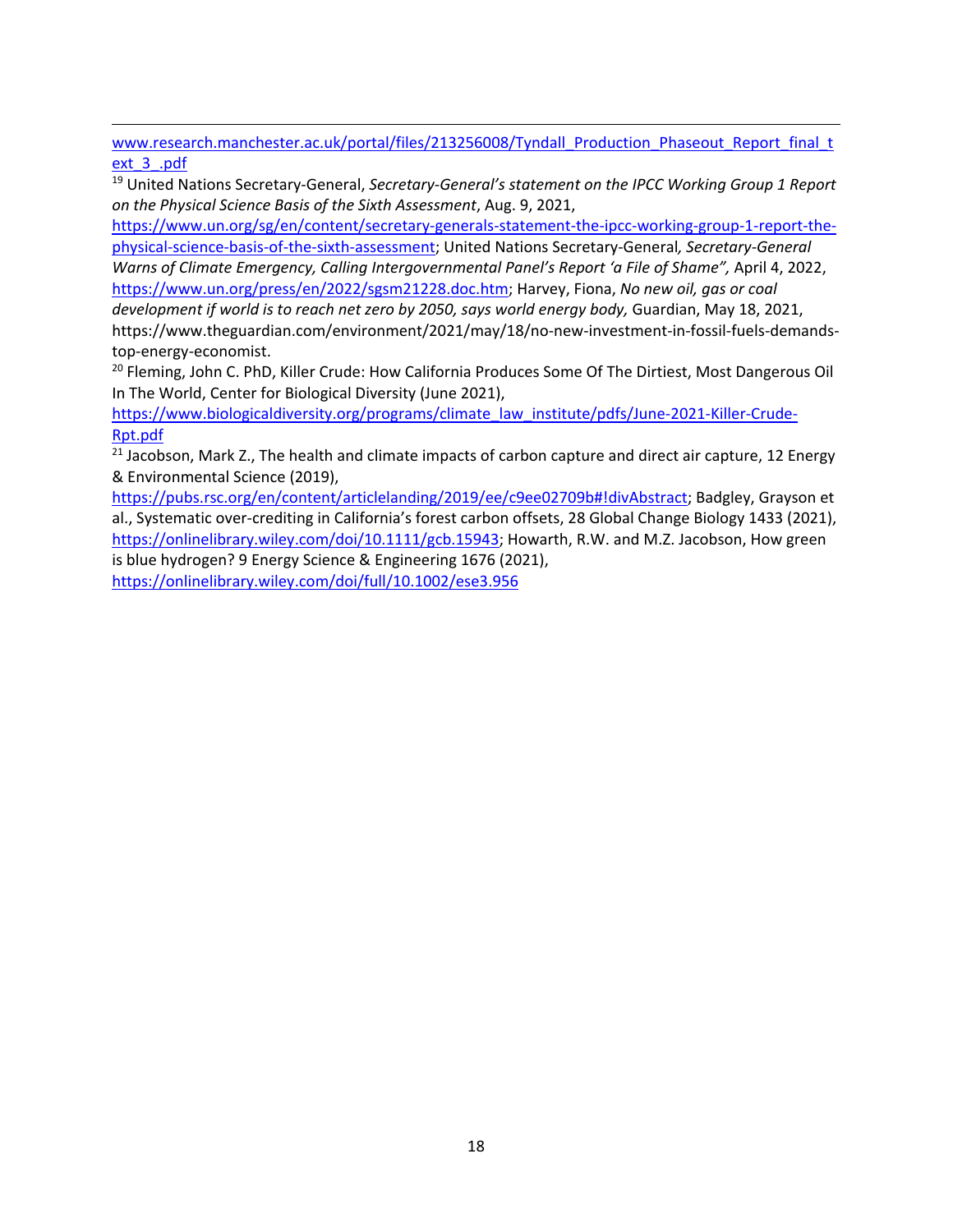www.research.manchester.ac.uk/portal/files/213256008/Tyndall_Production_Phaseout_Report_final_text_3_.pdf

[19] United Nations Secretary-General, *Secretary-General's statement on the IPCC Working Group 1 Report on the Physical Science Basis of the Sixth Assessment*, Aug. 9, 2021, https://www.un.org/sg/en/content/secretary-generals-statement-the-ipcc-working-group-1-report-the-physical-science-basis-of-the-sixth-assessment; United Nations Secretary-General*, Secretary-General Warns of Climate Emergency, Calling Intergovernmental Panel's Report 'a File of Shame",* April 4, 2022, https://www.un.org/press/en/2022/sgsm21228.doc.htm; Harvey, Fiona, *No new oil, gas or coal development if world is to reach net zero by 2050, says world energy body,* Guardian, May 18, 2021, https://www.theguardian.com/environment/2021/may/18/no-new-investment-in-fossil-fuels-demands-top-energy-economist.

[20] Fleming, John C. PhD, Killer Crude: How California Produces Some Of The Dirtiest, Most Dangerous Oil In The World, Center for Biological Diversity (June 2021), https://www.biologicaldiversity.org/programs/climate_law_institute/pdfs/June-2021-Killer-Crude-Rpt.pdf

[21] Jacobson, Mark Z., The health and climate impacts of carbon capture and direct air capture, 12 Energy & Environmental Science (2019), https://pubs.rsc.org/en/content/articlelanding/2019/ee/c9ee02709b#!divAbstract; Badgley, Grayson et al., Systematic over-crediting in California's forest carbon offsets, 28 Global Change Biology 1433 (2021), https://onlinelibrary.wiley.com/doi/10.1111/gcb.15943; Howarth, R.W. and M.Z. Jacobson, How green is blue hydrogen? 9 Energy Science & Engineering 1676 (2021), https://onlinelibrary.wiley.com/doi/full/10.1002/ese3.956